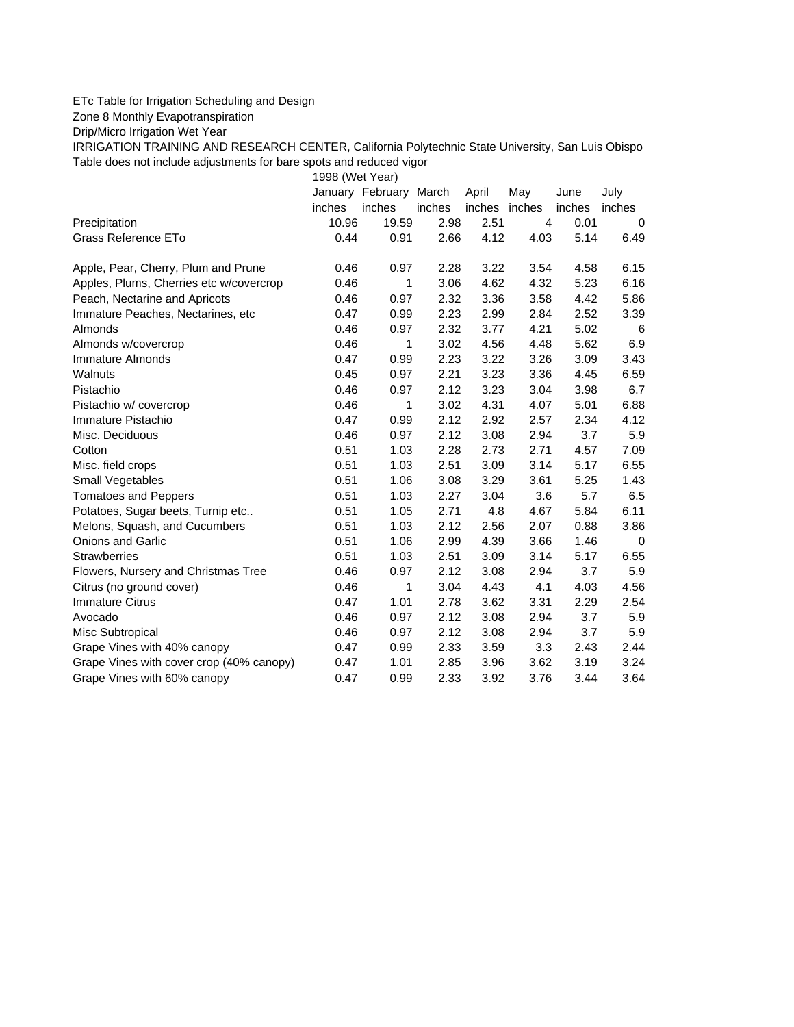ETc Table for Irrigation Scheduling and Design

Zone 8 Monthly Evapotranspiration

Drip/Micro Irrigation Wet Year

IRRIGATION TRAINING AND RESEARCH CENTER, California Polytechnic State University, San Luis Obispo

Table does not include adjustments for bare spots and reduced vigor

| | 1998 (Wet Year) | | | | | | |
|---|---|---|---|---|---|---|---|
| | January | February | March | April | May | June | July |
| | inches | inches | inches | inches | inches | inches | inches |
| Precipitation | 10.96 | 19.59 | 2.98 | 2.51 | 4 | 0.01 | 0 |
| Grass Reference ETo | 0.44 | 0.91 | 2.66 | 4.12 | 4.03 | 5.14 | 6.49 |
| | | | | | | | |
| Apple, Pear, Cherry, Plum and Prune | 0.46 | 0.97 | 2.28 | 3.22 | 3.54 | 4.58 | 6.15 |
| Apples, Plums, Cherries etc w/covercrop | 0.46 | 1 | 3.06 | 4.62 | 4.32 | 5.23 | 6.16 |
| Peach, Nectarine and Apricots | 0.46 | 0.97 | 2.32 | 3.36 | 3.58 | 4.42 | 5.86 |
| Immature Peaches, Nectarines, etc | 0.47 | 0.99 | 2.23 | 2.99 | 2.84 | 2.52 | 3.39 |
| Almonds | 0.46 | 0.97 | 2.32 | 3.77 | 4.21 | 5.02 | 6 |
| Almonds w/covercrop | 0.46 | 1 | 3.02 | 4.56 | 4.48 | 5.62 | 6.9 |
| Immature Almonds | 0.47 | 0.99 | 2.23 | 3.22 | 3.26 | 3.09 | 3.43 |
| Walnuts | 0.45 | 0.97 | 2.21 | 3.23 | 3.36 | 4.45 | 6.59 |
| Pistachio | 0.46 | 0.97 | 2.12 | 3.23 | 3.04 | 3.98 | 6.7 |
| Pistachio w/ covercrop | 0.46 | 1 | 3.02 | 4.31 | 4.07 | 5.01 | 6.88 |
| Immature Pistachio | 0.47 | 0.99 | 2.12 | 2.92 | 2.57 | 2.34 | 4.12 |
| Misc. Deciduous | 0.46 | 0.97 | 2.12 | 3.08 | 2.94 | 3.7 | 5.9 |
| Cotton | 0.51 | 1.03 | 2.28 | 2.73 | 2.71 | 4.57 | 7.09 |
| Misc. field crops | 0.51 | 1.03 | 2.51 | 3.09 | 3.14 | 5.17 | 6.55 |
| Small Vegetables | 0.51 | 1.06 | 3.08 | 3.29 | 3.61 | 5.25 | 1.43 |
| Tomatoes and Peppers | 0.51 | 1.03 | 2.27 | 3.04 | 3.6 | 5.7 | 6.5 |
| Potatoes, Sugar beets, Turnip etc.. | 0.51 | 1.05 | 2.71 | 4.8 | 4.67 | 5.84 | 6.11 |
| Melons, Squash, and Cucumbers | 0.51 | 1.03 | 2.12 | 2.56 | 2.07 | 0.88 | 3.86 |
| Onions and Garlic | 0.51 | 1.06 | 2.99 | 4.39 | 3.66 | 1.46 | 0 |
| Strawberries | 0.51 | 1.03 | 2.51 | 3.09 | 3.14 | 5.17 | 6.55 |
| Flowers, Nursery and Christmas Tree | 0.46 | 0.97 | 2.12 | 3.08 | 2.94 | 3.7 | 5.9 |
| Citrus (no ground cover) | 0.46 | 1 | 3.04 | 4.43 | 4.1 | 4.03 | 4.56 |
| Immature Citrus | 0.47 | 1.01 | 2.78 | 3.62 | 3.31 | 2.29 | 2.54 |
| Avocado | 0.46 | 0.97 | 2.12 | 3.08 | 2.94 | 3.7 | 5.9 |
| Misc Subtropical | 0.46 | 0.97 | 2.12 | 3.08 | 2.94 | 3.7 | 5.9 |
| Grape Vines with 40% canopy | 0.47 | 0.99 | 2.33 | 3.59 | 3.3 | 2.43 | 2.44 |
| Grape Vines with cover crop (40% canopy) | 0.47 | 1.01 | 2.85 | 3.96 | 3.62 | 3.19 | 3.24 |
| Grape Vines with 60% canopy | 0.47 | 0.99 | 2.33 | 3.92 | 3.76 | 3.44 | 3.64 |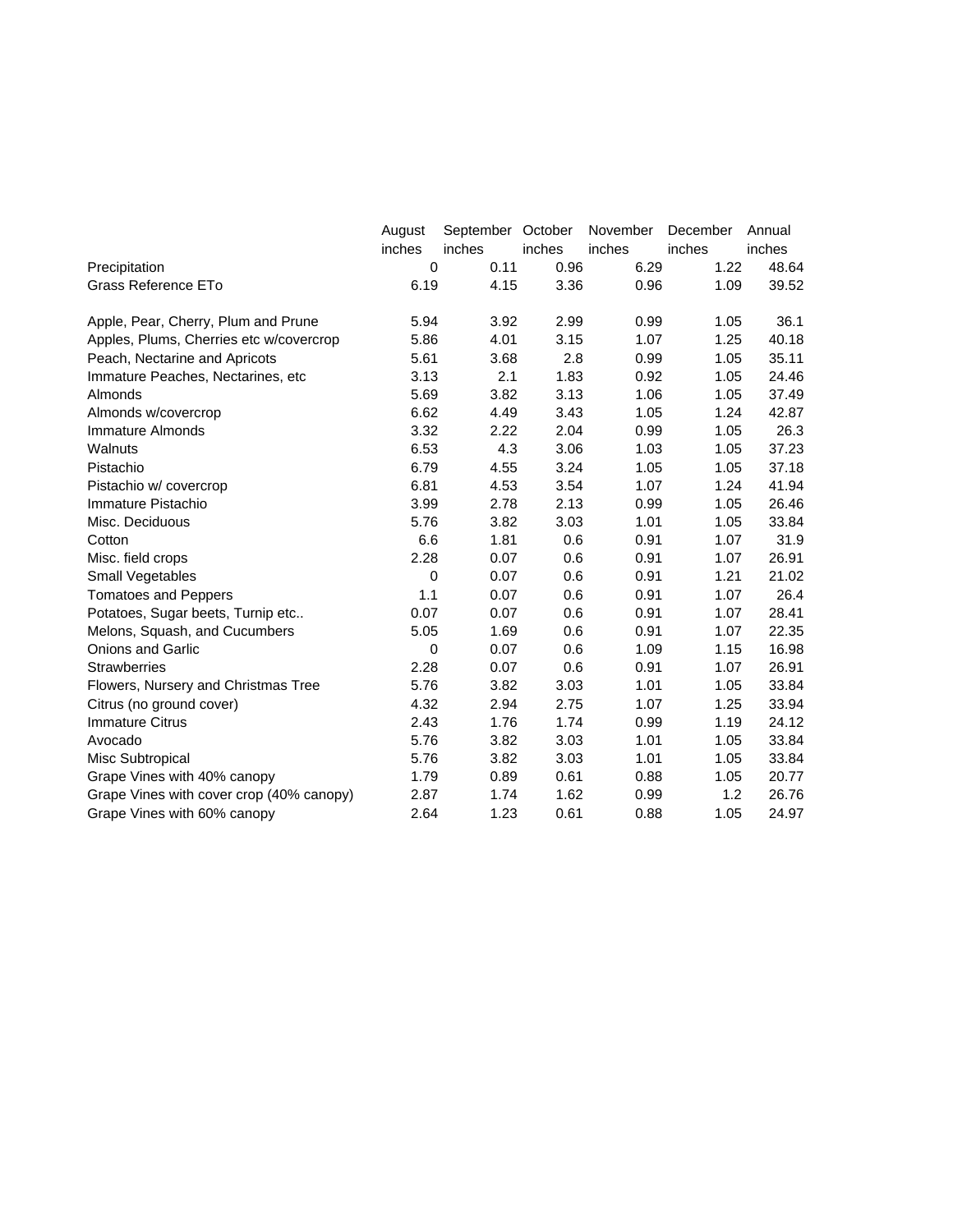| | August inches | September inches | October inches | November inches | December inches | Annual inches |
|---|---|---|---|---|---|---|
| Precipitation | 0 | 0.11 | 0.96 | 6.29 | 1.22 | 48.64 |
| Grass Reference ETo | 6.19 | 4.15 | 3.36 | 0.96 | 1.09 | 39.52 |
| | | | | | | |
| Apple, Pear, Cherry, Plum and Prune | 5.94 | 3.92 | 2.99 | 0.99 | 1.05 | 36.1 |
| Apples, Plums, Cherries etc w/covercrop | 5.86 | 4.01 | 3.15 | 1.07 | 1.25 | 40.18 |
| Peach, Nectarine and Apricots | 5.61 | 3.68 | 2.8 | 0.99 | 1.05 | 35.11 |
| Immature Peaches, Nectarines, etc | 3.13 | 2.1 | 1.83 | 0.92 | 1.05 | 24.46 |
| Almonds | 5.69 | 3.82 | 3.13 | 1.06 | 1.05 | 37.49 |
| Almonds w/covercrop | 6.62 | 4.49 | 3.43 | 1.05 | 1.24 | 42.87 |
| Immature Almonds | 3.32 | 2.22 | 2.04 | 0.99 | 1.05 | 26.3 |
| Walnuts | 6.53 | 4.3 | 3.06 | 1.03 | 1.05 | 37.23 |
| Pistachio | 6.79 | 4.55 | 3.24 | 1.05 | 1.05 | 37.18 |
| Pistachio w/ covercrop | 6.81 | 4.53 | 3.54 | 1.07 | 1.24 | 41.94 |
| Immature Pistachio | 3.99 | 2.78 | 2.13 | 0.99 | 1.05 | 26.46 |
| Misc. Deciduous | 5.76 | 3.82 | 3.03 | 1.01 | 1.05 | 33.84 |
| Cotton | 6.6 | 1.81 | 0.6 | 0.91 | 1.07 | 31.9 |
| Misc. field crops | 2.28 | 0.07 | 0.6 | 0.91 | 1.07 | 26.91 |
| Small Vegetables | 0 | 0.07 | 0.6 | 0.91 | 1.21 | 21.02 |
| Tomatoes and Peppers | 1.1 | 0.07 | 0.6 | 0.91 | 1.07 | 26.4 |
| Potatoes, Sugar beets, Turnip etc.. | 0.07 | 0.07 | 0.6 | 0.91 | 1.07 | 28.41 |
| Melons, Squash, and Cucumbers | 5.05 | 1.69 | 0.6 | 0.91 | 1.07 | 22.35 |
| Onions and Garlic | 0 | 0.07 | 0.6 | 1.09 | 1.15 | 16.98 |
| Strawberries | 2.28 | 0.07 | 0.6 | 0.91 | 1.07 | 26.91 |
| Flowers, Nursery and Christmas Tree | 5.76 | 3.82 | 3.03 | 1.01 | 1.05 | 33.84 |
| Citrus (no ground cover) | 4.32 | 2.94 | 2.75 | 1.07 | 1.25 | 33.94 |
| Immature Citrus | 2.43 | 1.76 | 1.74 | 0.99 | 1.19 | 24.12 |
| Avocado | 5.76 | 3.82 | 3.03 | 1.01 | 1.05 | 33.84 |
| Misc Subtropical | 5.76 | 3.82 | 3.03 | 1.01 | 1.05 | 33.84 |
| Grape Vines with 40% canopy | 1.79 | 0.89 | 0.61 | 0.88 | 1.05 | 20.77 |
| Grape Vines with cover crop (40% canopy) | 2.87 | 1.74 | 1.62 | 0.99 | 1.2 | 26.76 |
| Grape Vines with 60% canopy | 2.64 | 1.23 | 0.61 | 0.88 | 1.05 | 24.97 |